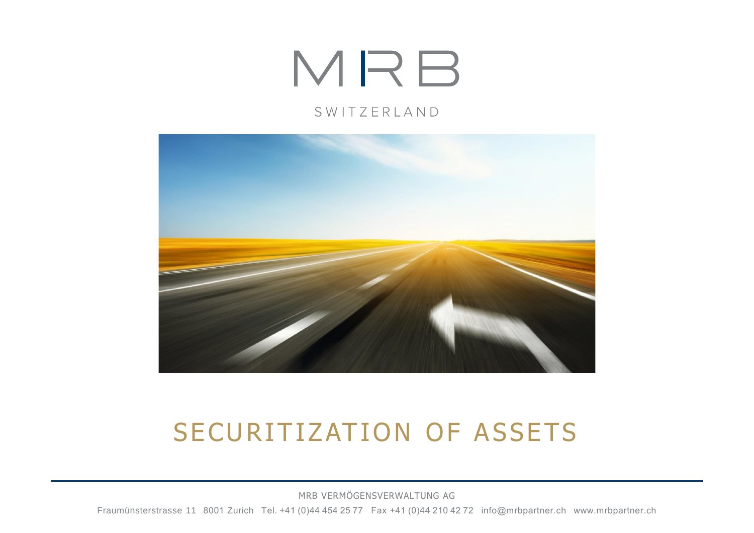MRB

SWITZERLAND

# SECURITIZATION OF ASSETS

MRB VERMÖGENSVERWALTUNG AG

Fraumünsterstrasse 11 8001 Zurich Tel. +41 (0)44 454 25 77 Fax +41 (0)44 210 42 72 info@mrbpartner.ch www.mrbpartner.ch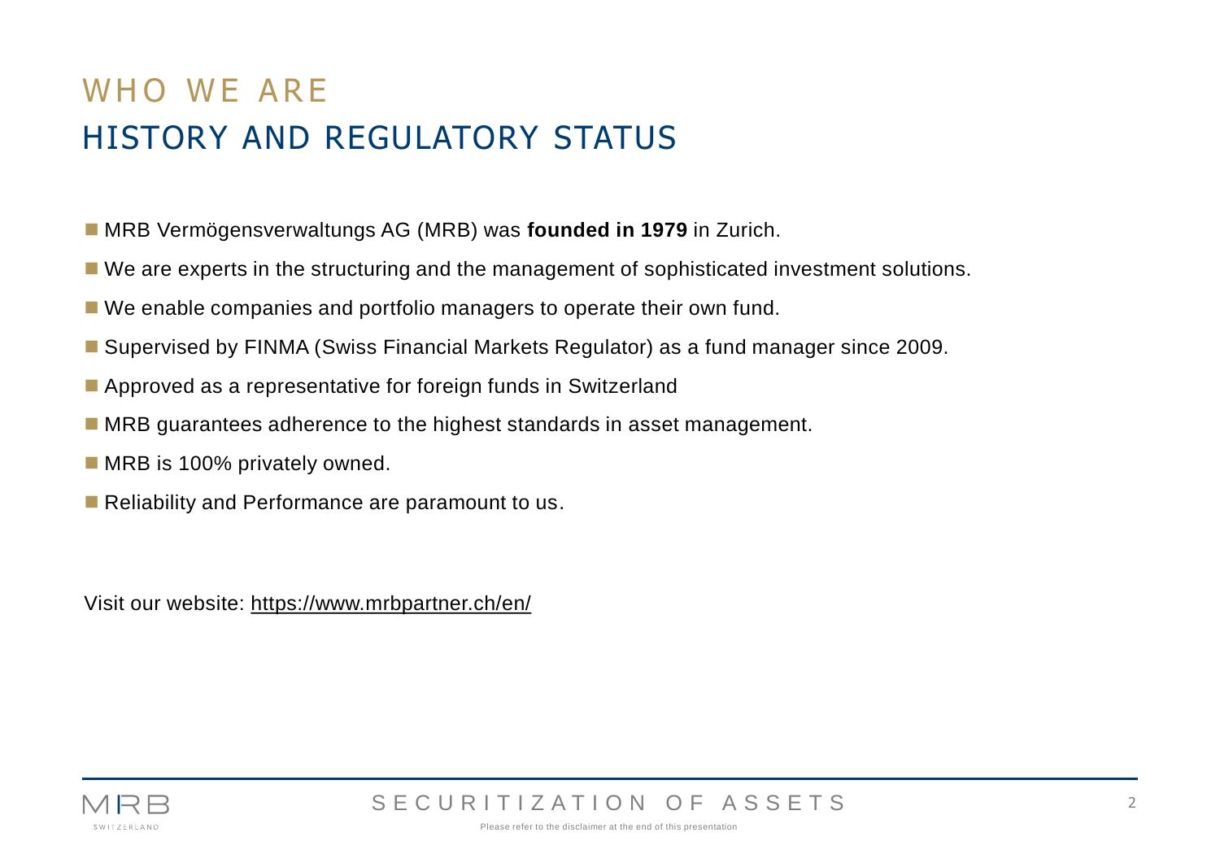# WHO WE ARE

## HISTORY AND REGULATORY STATUS

- MRB Vermögensverwaltungs AG (MRB) was **founded in 1979** in Zurich.
- We are experts in the structuring and the management of sophisticated investment solutions.
- We enable companies and portfolio managers to operate their own fund.
- Supervised by FINMA (Swiss Financial Markets Regulator) as a fund manager since 2009.
- Approved as a representative for foreign funds in Switzerland
- MRB guarantees adherence to the highest standards in asset management.
- MRB is 100% privately owned.
- Reliability and Performance are paramount to us.

Visit our website: https://www.mrbpartner.ch/en/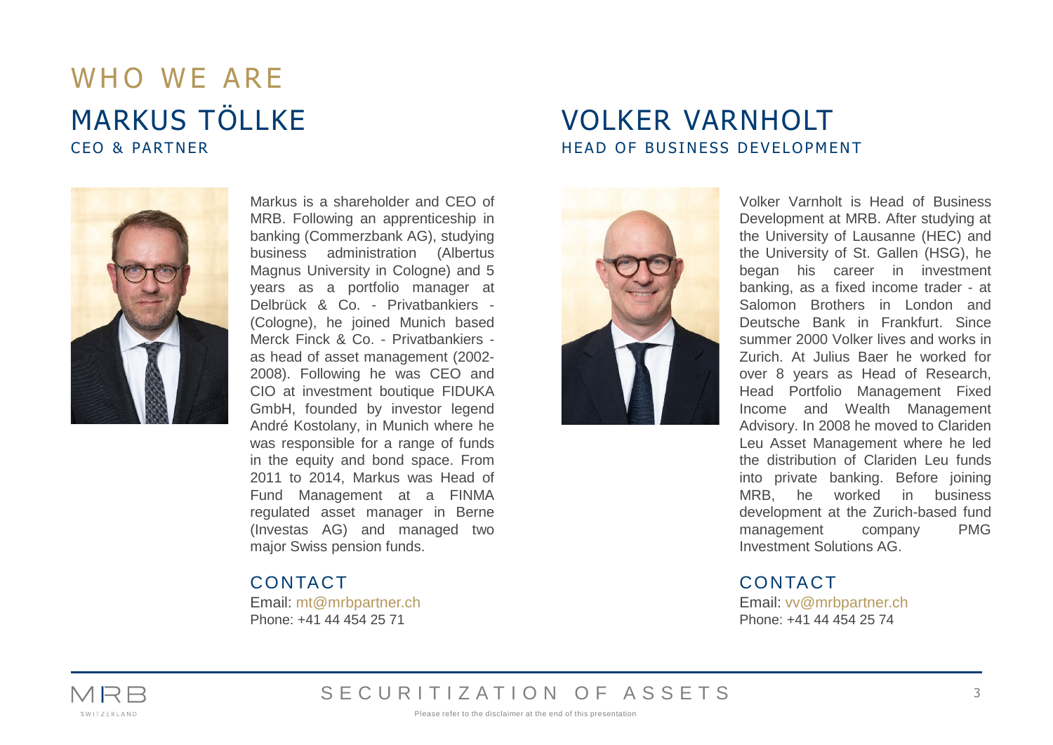# WHO WE ARE

## MARKUS TÖLLKE

### CEO & PARTNER

Markus is a shareholder and CEO of MRB. Following an apprenticeship in banking (Commerzbank AG), studying business administration (Albertus Magnus University in Cologne) and 5 years as a portfolio manager at Delbrück & Co. - Privatbankiers - (Cologne), he joined Munich based Merck Finck & Co. - Privatbankiers - as head of asset management (2002-2008). Following he was CEO and CIO at investment boutique FIDUKA GmbH, founded by investor legend André Kostolany, in Munich where he was responsible for a range of funds in the equity and bond space. From 2011 to 2014, Markus was Head of Fund Management at a FINMA regulated asset manager in Berne (Investas AG) and managed two major Swiss pension funds.

#### CONTACT

Email: mt@mrbpartner.ch
Phone: +41 44 454 25 71

## VOLKER VARNHOLT

### HEAD OF BUSINESS DEVELOPMENT

Volker Varnholt is Head of Business Development at MRB. After studying at the University of Lausanne (HEC) and the University of St. Gallen (HSG), he began his career in investment banking, as a fixed income trader - at Salomon Brothers in London and Deutsche Bank in Frankfurt. Since summer 2000 Volker lives and works in Zurich. At Julius Baer he worked for over 8 years as Head of Research, Head Portfolio Management Fixed Income and Wealth Management Advisory. In 2008 he moved to Clariden Leu Asset Management where he led the distribution of Clariden Leu funds into private banking. Before joining MRB, he worked in business development at the Zurich-based fund management company PMG Investment Solutions AG.

#### CONTACT

Email: vv@mrbpartner.ch
Phone: +41 44 454 25 74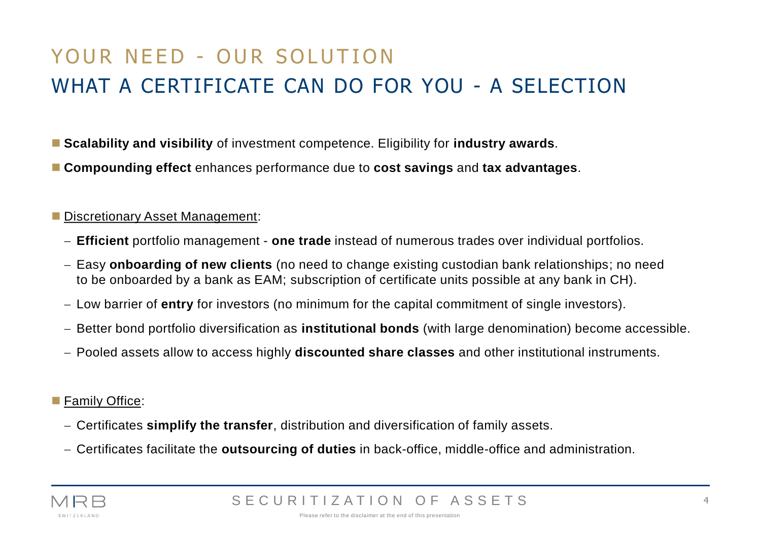# YOUR NEED - OUR SOLUTION

## WHAT A CERTIFICATE CAN DO FOR YOU - A SELECTION

- **Scalability and visibility** of investment competence. Eligibility for **industry awards**.
- **Compounding effect** enhances performance due to **cost savings** and **tax advantages**.

- Discretionary Asset Management:
  - **Efficient** portfolio management - **one trade** instead of numerous trades over individual portfolios.
  - Easy **onboarding of new clients** (no need to change existing custodian bank relationships; no need to be onboarded by a bank as EAM; subscription of certificate units possible at any bank in CH).
  - Low barrier of **entry** for investors (no minimum for the capital commitment of single investors).
  - Better bond portfolio diversification as **institutional bonds** (with large denomination) become accessible.
  - Pooled assets allow to access highly **discounted share classes** and other institutional instruments.

- Family Office:
  - Certificates **simplify the transfer**, distribution and diversification of family assets.
  - Certificates facilitate the **outsourcing of duties** in back-office, middle-office and administration.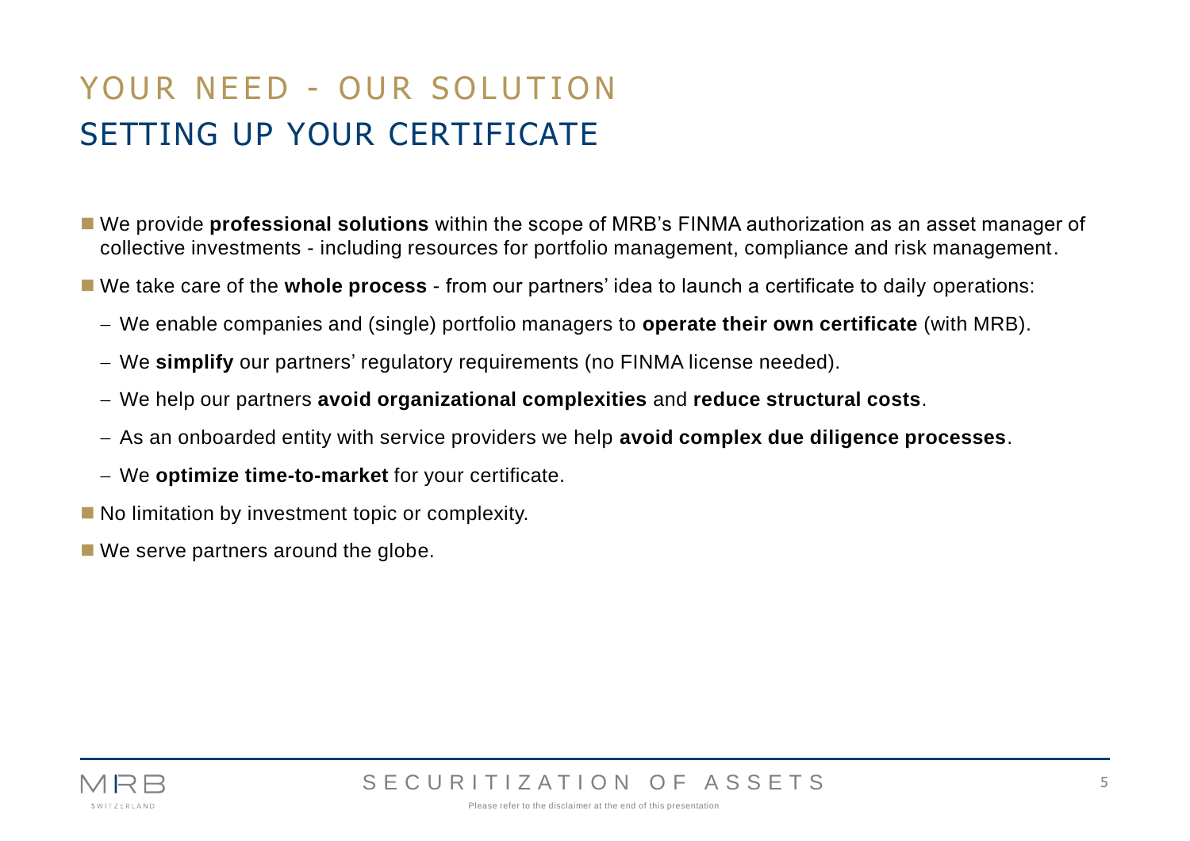# YOUR NEED - OUR SOLUTION
## SETTING UP YOUR CERTIFICATE

- We provide **professional solutions** within the scope of MRB's FINMA authorization as an asset manager of collective investments - including resources for portfolio management, compliance and risk management.
- We take care of the **whole process** - from our partners' idea to launch a certificate to daily operations:
  - We enable companies and (single) portfolio managers to **operate their own certificate** (with MRB).
  - We **simplify** our partners' regulatory requirements (no FINMA license needed).
  - We help our partners **avoid organizational complexities** and **reduce structural costs**.
  - As an onboarded entity with service providers we help **avoid complex due diligence processes**.
  - We **optimize time-to-market** for your certificate.
- No limitation by investment topic or complexity.
- We serve partners around the globe.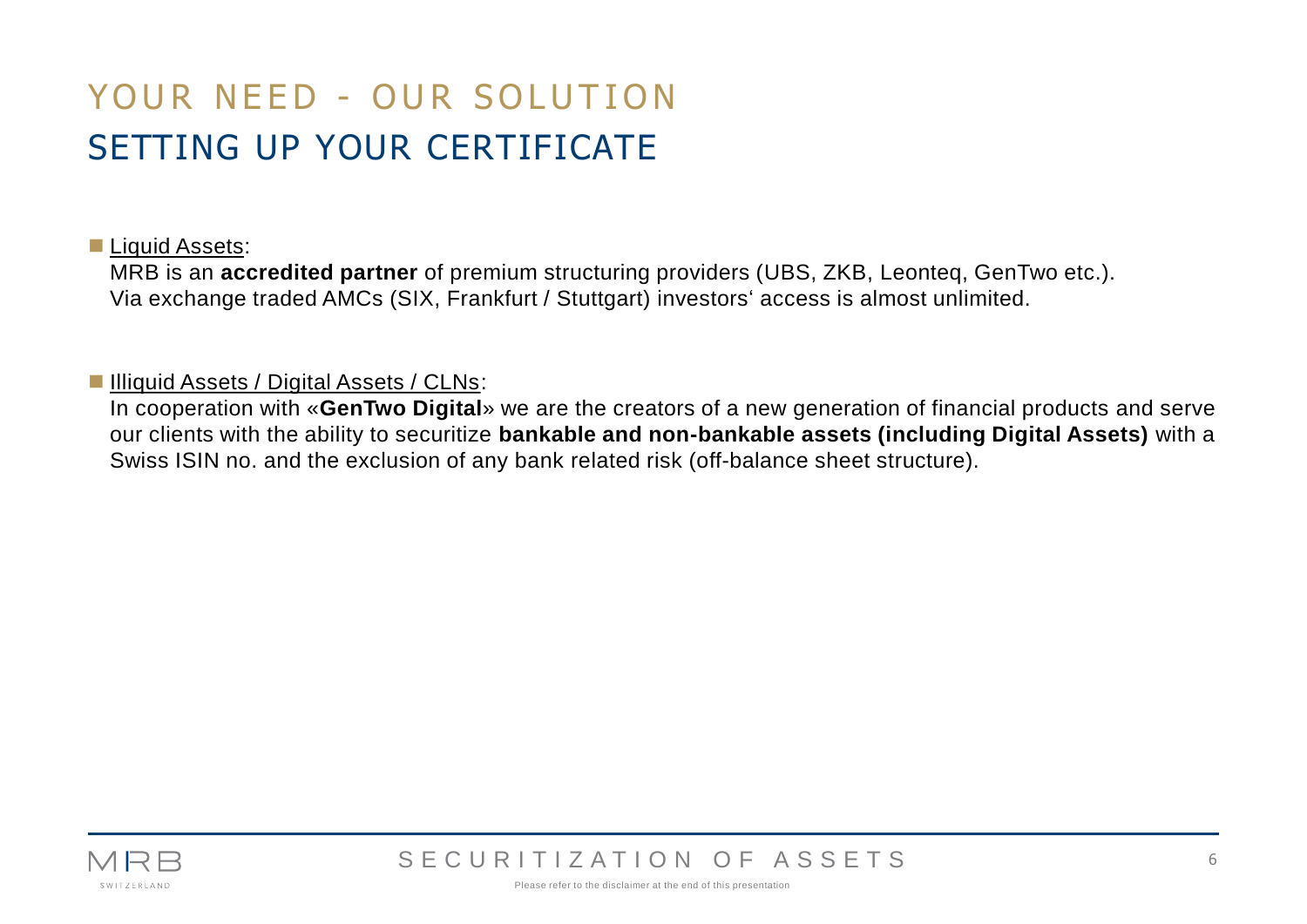# YOUR NEED - OUR SOLUTION

## SETTING UP YOUR CERTIFICATE

- Liquid Assets:
  MRB is an **accredited partner** of premium structuring providers (UBS, ZKB, Leonteq, GenTwo etc.).
  Via exchange traded AMCs (SIX, Frankfurt / Stuttgart) investors‘ access is almost unlimited.

- Illiquid Assets / Digital Assets / CLNs:
  In cooperation with «**GenTwo Digital**» we are the creators of a new generation of financial products and serve our clients with the ability to securitize **bankable and non-bankable assets (including Digital Assets)** with a Swiss ISIN no. and the exclusion of any bank related risk (off-balance sheet structure).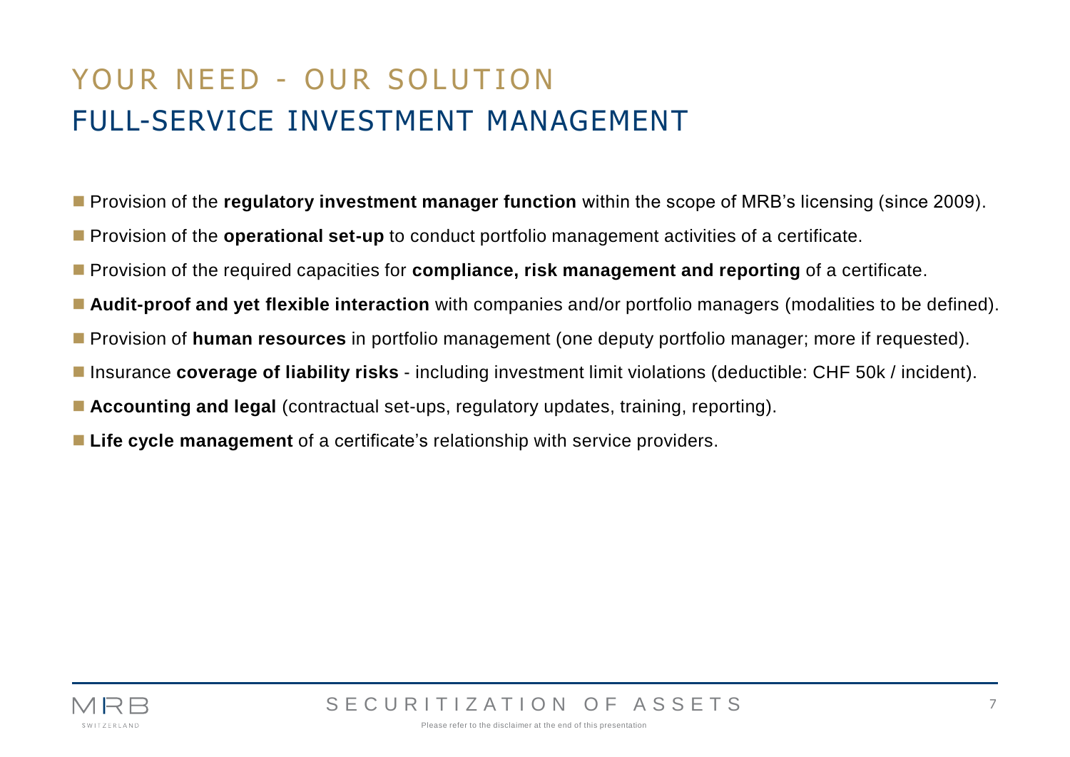# YOUR NEED - OUR SOLUTION

## FULL-SERVICE INVESTMENT MANAGEMENT

- Provision of the **regulatory investment manager function** within the scope of MRB's licensing (since 2009).
- Provision of the **operational set-up** to conduct portfolio management activities of a certificate.
- Provision of the required capacities for **compliance, risk management and reporting** of a certificate.
- **Audit-proof and yet flexible interaction** with companies and/or portfolio managers (modalities to be defined).
- Provision of **human resources** in portfolio management (one deputy portfolio manager; more if requested).
- Insurance **coverage of liability risks** - including investment limit violations (deductible: CHF 50k / incident).
- **Accounting and legal** (contractual set-ups, regulatory updates, training, reporting).
- **Life cycle management** of a certificate's relationship with service providers.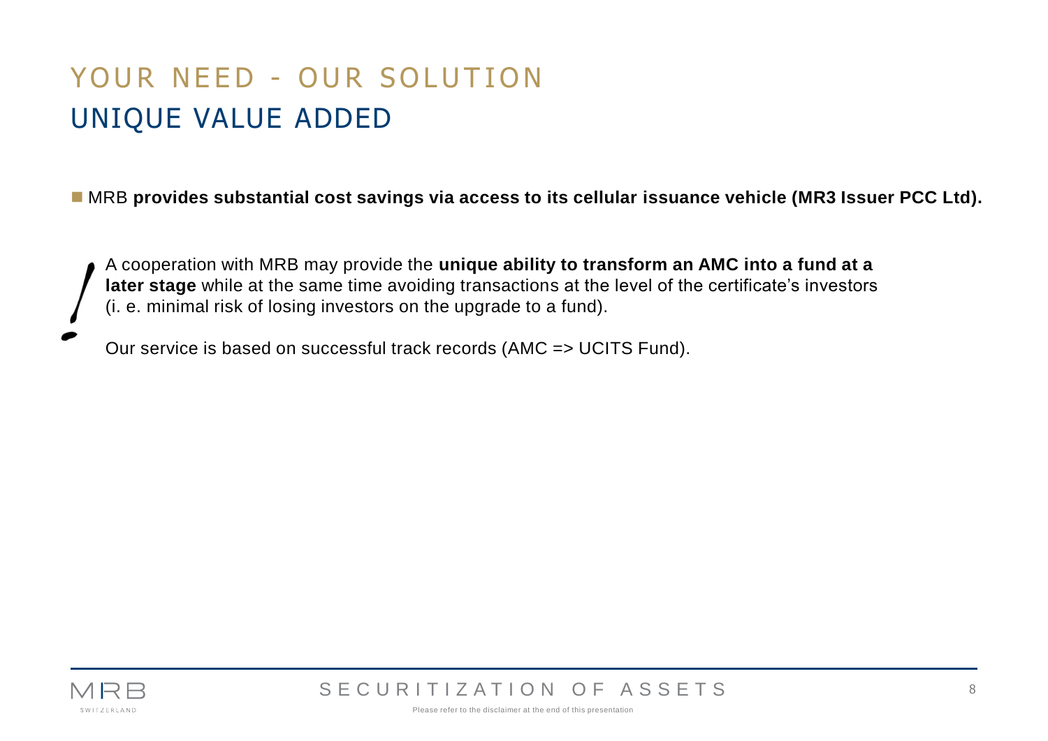# YOUR NEED - OUR SOLUTION
## UNIQUE VALUE ADDED

- MRB **provides substantial cost savings via access to its cellular issuance vehicle (MR3 Issuer PCC Ltd).**

A cooperation with MRB may provide the **unique ability to transform an AMC into a fund at a later stage** while at the same time avoiding transactions at the level of the certificate's investors (i. e. minimal risk of losing investors on the upgrade to a fund).

Our service is based on successful track records (AMC => UCITS Fund).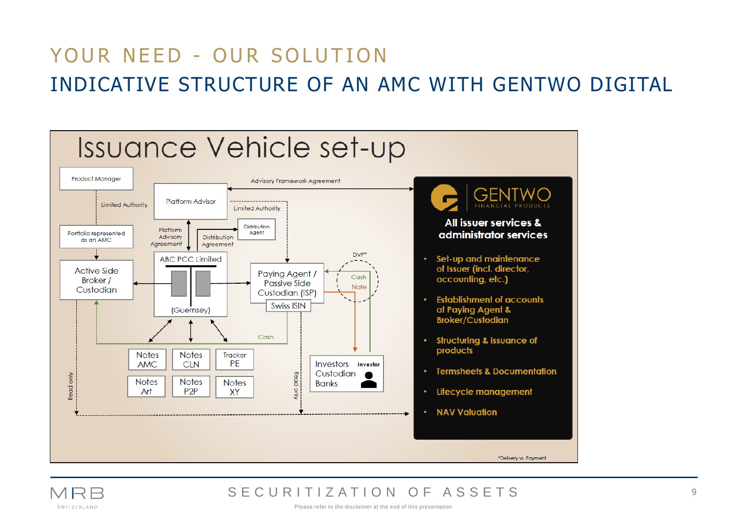# YOUR NEED - OUR SOLUTION

## INDICATIVE STRUCTURE OF AN AMC WITH GENTWO DIGITAL

### Issuance Vehicle set-up

Product Manager

Limited Authority

Portfolio represented as an AMC

Active Side Broker / Custodian

Platform Advisor

Advisory Framework Agreement

Limited Authority

Platform Advisory Agreement

Distribution Agreement

Distribution Agent

ABC PCC Limited

(Guernsey)

Paying Agent / Passive Side Custodian (ISP)

Swiss ISIN

DVP*

Cash

Note

Cash

Notes AMC

Notes CLN

Tracker PE

Notes Art

Notes P2P

Notes XY

Investors Custodian Banks

Investor

Read only

Read only

**GENTWO** FINANCIAL PRODUCTS

**All issuer services & administrator services**

- **Set-up and maintenance of Issuer (incl. director, accounting, etc.)**
- **Establishment of accounts at Paying Agent & Broker/Custodian**
- **Structuring & issuance of products**
- **Termsheets & Documentation**
- **Lifecycle management**
- **NAV Valuation**

*Delivery vs. Payment

SECURITIZATION OF ASSETS

Please refer to the disclaimer at the end of this presentation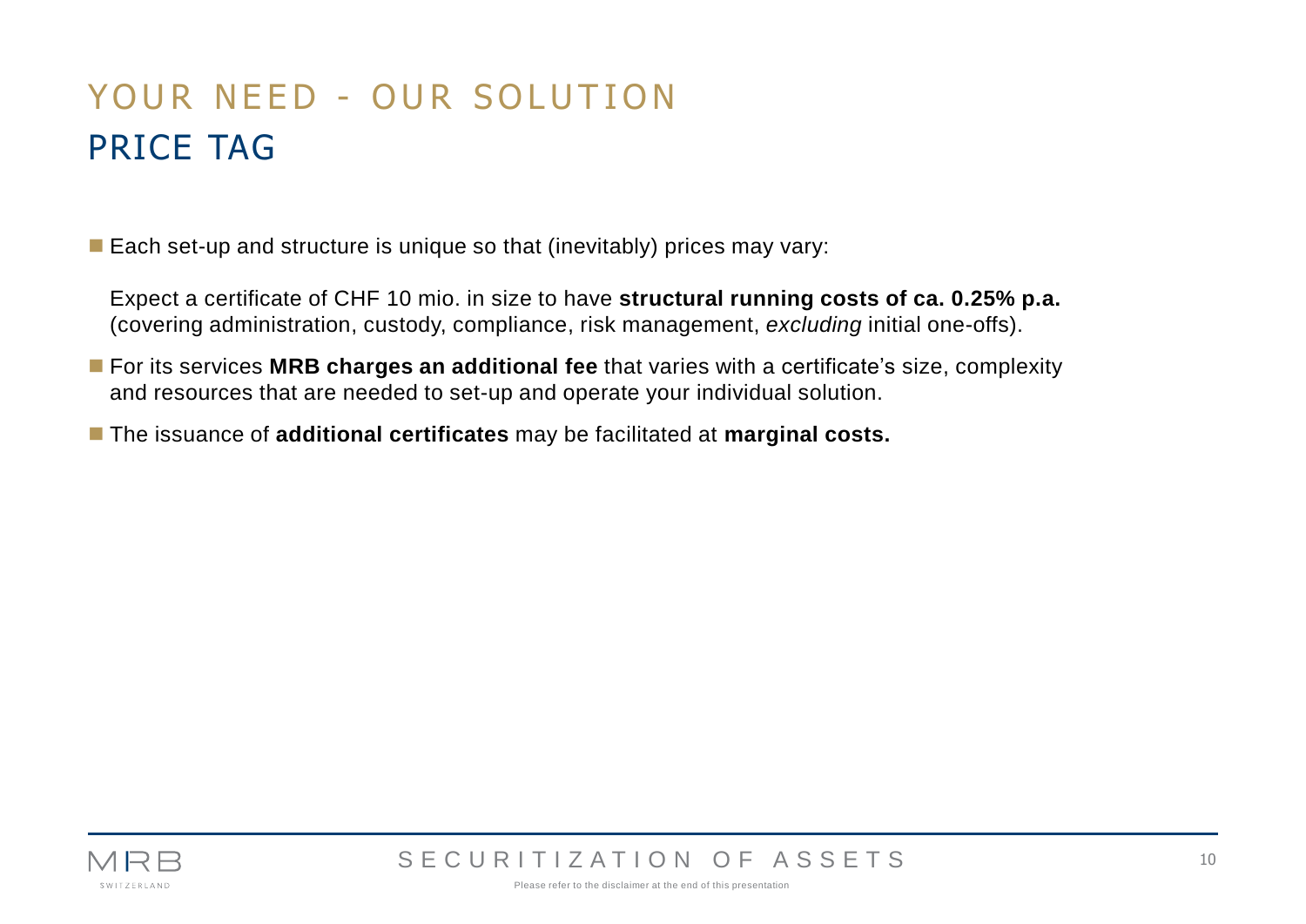# YOUR NEED - OUR SOLUTION
## PRICE TAG

- Each set-up and structure is unique so that (inevitably) prices may vary:

  Expect a certificate of CHF 10 mio. in size to have **structural running costs of ca. 0.25% p.a.** (covering administration, custody, compliance, risk management, *excluding* initial one-offs).

- For its services **MRB charges an additional fee** that varies with a certificate's size, complexity and resources that are needed to set-up and operate your individual solution.
- The issuance of **additional certificates** may be facilitated at **marginal costs.**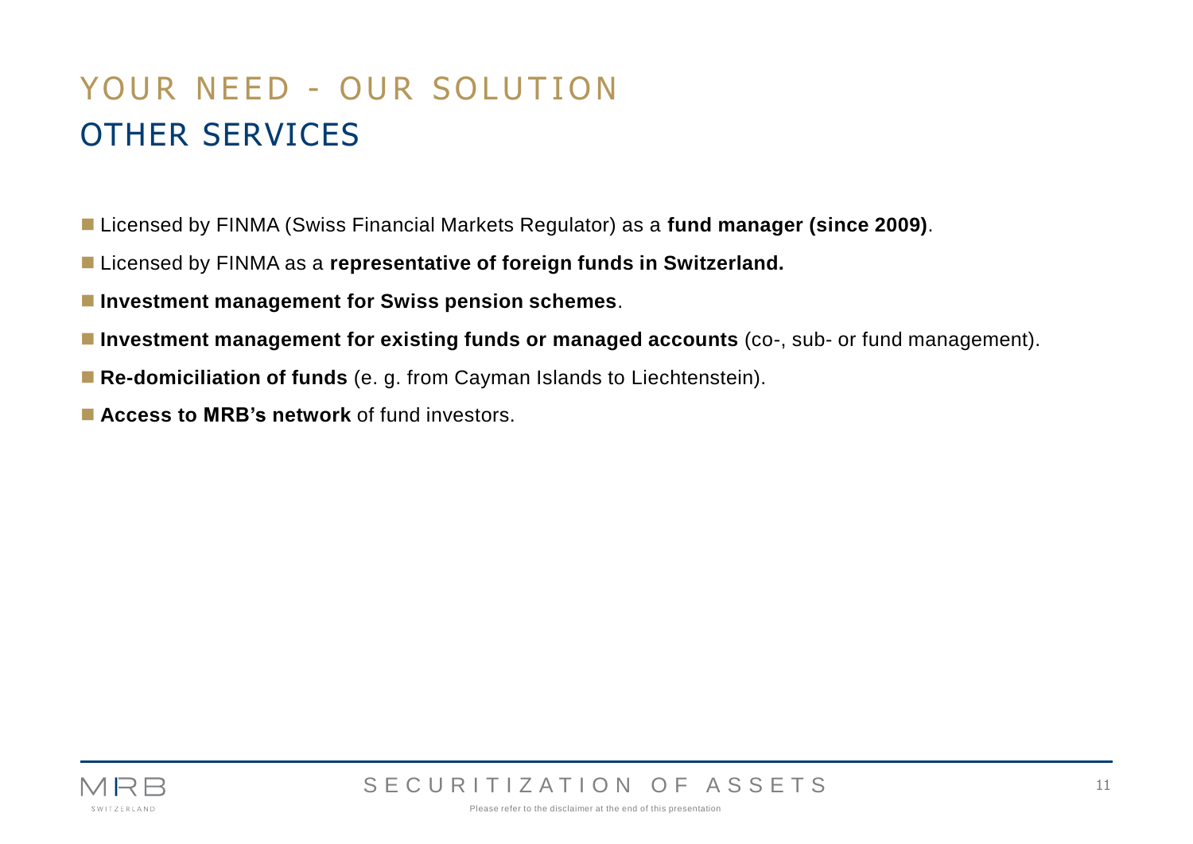# YOUR NEED - OUR SOLUTION

## OTHER SERVICES

- Licensed by FINMA (Swiss Financial Markets Regulator) as a **fund manager (since 2009)**.
- Licensed by FINMA as a **representative of foreign funds in Switzerland.**
- **Investment management for Swiss pension schemes**.
- **Investment management for existing funds or managed accounts** (co-, sub- or fund management).
- **Re-domiciliation of funds** (e. g. from Cayman Islands to Liechtenstein).
- **Access to MRB's network** of fund investors.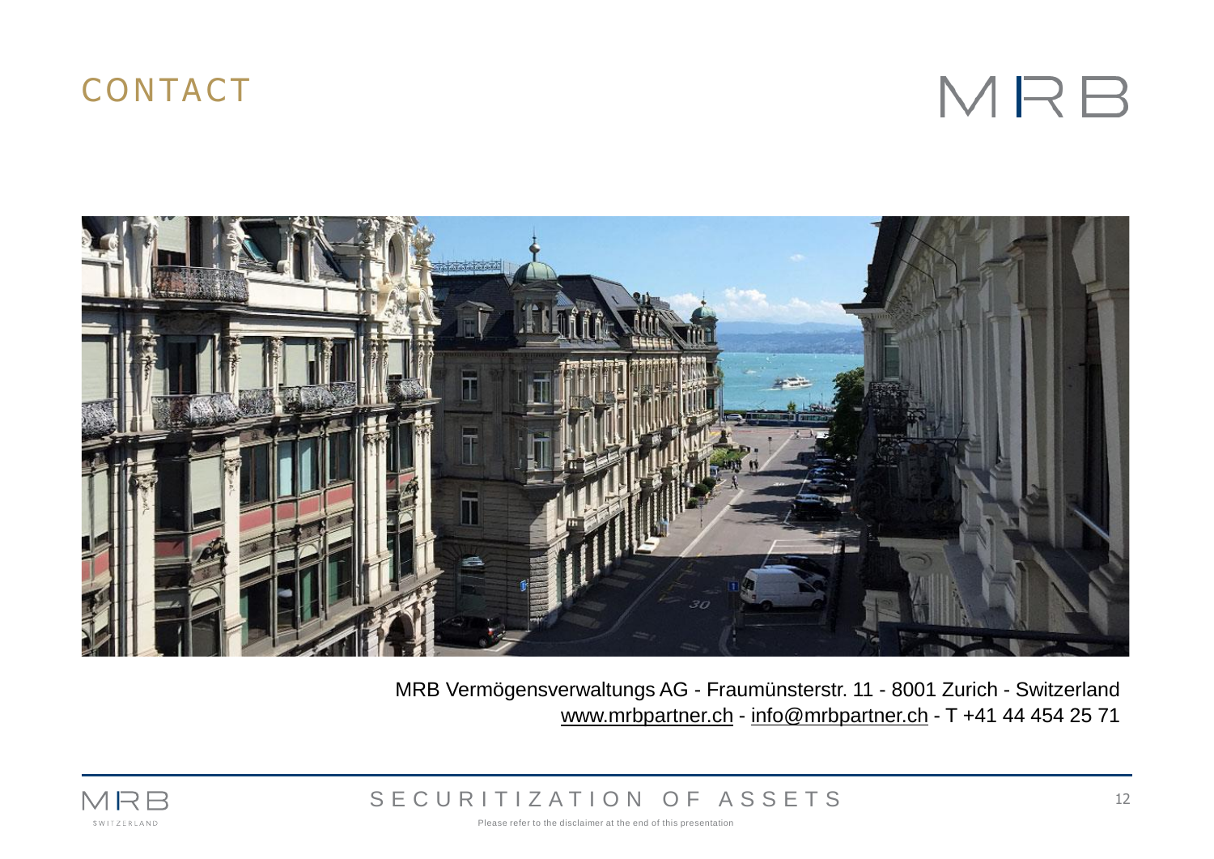# CONTACT

MRB Vermögensverwaltungs AG - Fraumünsterstr. 11 - 8001 Zurich - Switzerland
www.mrbpartner.ch - info@mrbpartner.ch - T +41 44 454 25 71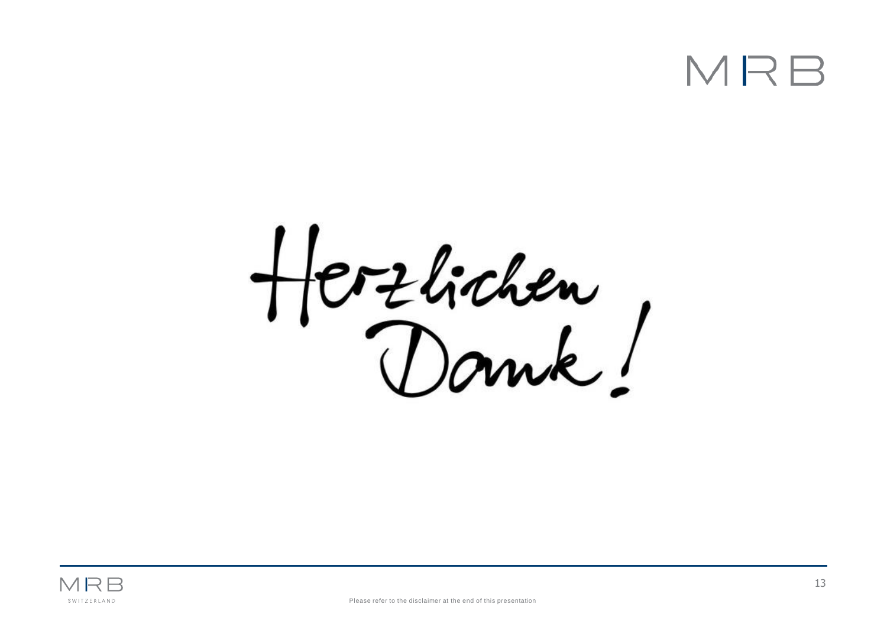Herzlichen Dank!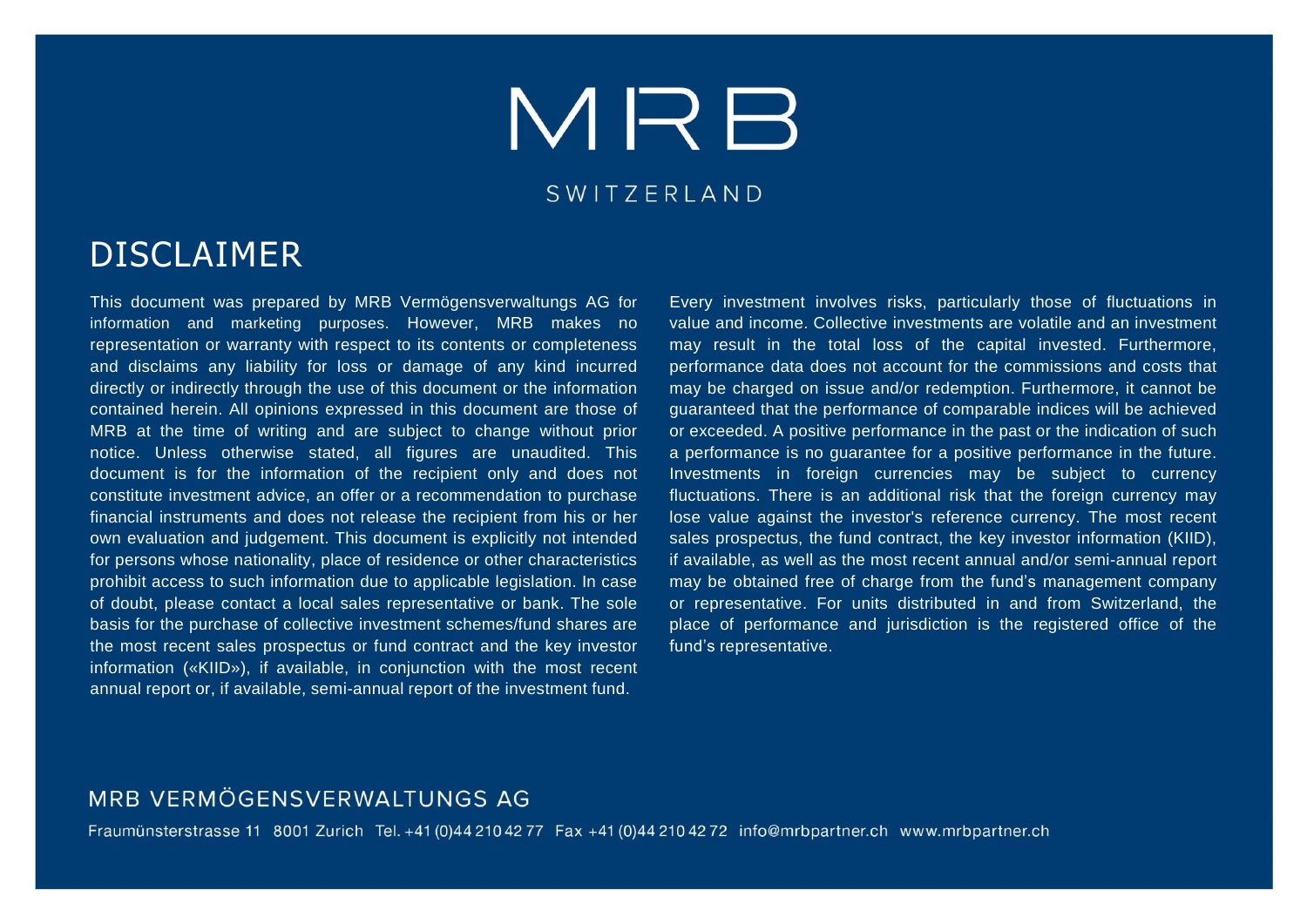# MRB

SWITZERLAND

## DISCLAIMER

This document was prepared by MRB Vermögensverwaltungs AG for information and marketing purposes. However, MRB makes no representation or warranty with respect to its contents or completeness and disclaims any liability for loss or damage of any kind incurred directly or indirectly through the use of this document or the information contained herein. All opinions expressed in this document are those of MRB at the time of writing and are subject to change without prior notice. Unless otherwise stated, all figures are unaudited. This document is for the information of the recipient only and does not constitute investment advice, an offer or a recommendation to purchase financial instruments and does not release the recipient from his or her own evaluation and judgement. This document is explicitly not intended for persons whose nationality, place of residence or other characteristics prohibit access to such information due to applicable legislation. In case of doubt, please contact a local sales representative or bank. The sole basis for the purchase of collective investment schemes/fund shares are the most recent sales prospectus or fund contract and the key investor information («KIID»), if available, in conjunction with the most recent annual report or, if available, semi-annual report of the investment fund.

Every investment involves risks, particularly those of fluctuations in value and income. Collective investments are volatile and an investment may result in the total loss of the capital invested. Furthermore, performance data does not account for the commissions and costs that may be charged on issue and/or redemption. Furthermore, it cannot be guaranteed that the performance of comparable indices will be achieved or exceeded. A positive performance in the past or the indication of such a performance is no guarantee for a positive performance in the future. Investments in foreign currencies may be subject to currency fluctuations. There is an additional risk that the foreign currency may lose value against the investor's reference currency. The most recent sales prospectus, the fund contract, the key investor information (KIID), if available, as well as the most recent annual and/or semi-annual report may be obtained free of charge from the fund's management company or representative. For units distributed in and from Switzerland, the place of performance and jurisdiction is the registered office of the fund's representative.

MRB VERMÖGENSVERWALTUNGS AG

Fraumünsterstrasse 11 8001 Zurich Tel. +41 (0)44 210 42 77 Fax +41 (0)44 210 42 72 info@mrbpartner.ch www.mrbpartner.ch